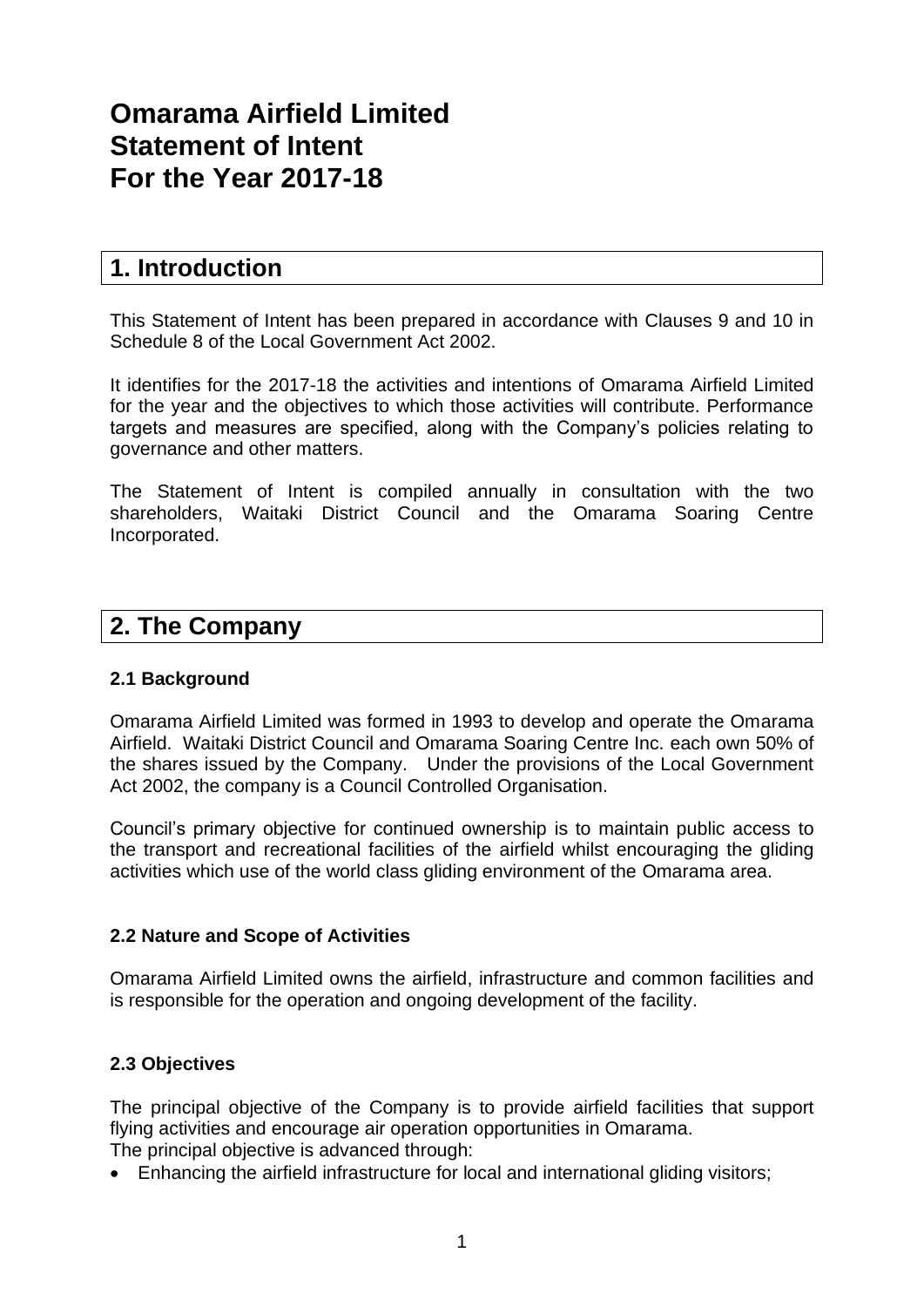# Omarama Airfield Limited Statement of Intent For the Year 2017-18

## 1. Introduction

This Statement of Intent has been prepared in accordance with Clauses 9 and 10 in Schedule 8 of the Local Government Act 2002.

It identifies for the 2017-18 the activities and intentions of Omarama Airfield Limited for the year and the objectives to which those activities will contribute. Performance targets and measures are specified, along with the Company's policies relating to governance and other matters.

The Statement of Intent is compiled annually in consultation with the two shareholders, Waitaki District Council and the Omarama Soaring Centre Incorporated.

## 2. The Company

### 2.1 Background

Omarama Airfield Limited was formed in 1993 to develop and operate the Omarama Airfield. Waitaki District Council and Omarama Soaring Centre Inc. each own 50% of the shares issued by the Company. Under the provisions of the Local Government Act 2002, the company is a Council Controlled Organisation.

Council's primary objective for continued ownership is to maintain public access to the transport and recreational facilities of the airfield whilst encouraging the gliding activities which use of the world class gliding environment of the Omarama area.

### 2.2 Nature and Scope of Activities

Omarama Airfield Limited owns the airfield, infrastructure and common facilities and is responsible for the operation and ongoing development of the facility.

### 2.3 Objectives

The principal objective of the Company is to provide airfield facilities that support flying activities and encourage air operation opportunities in Omarama.
The principal objective is advanced through:

- Enhancing the airfield infrastructure for local and international gliding visitors;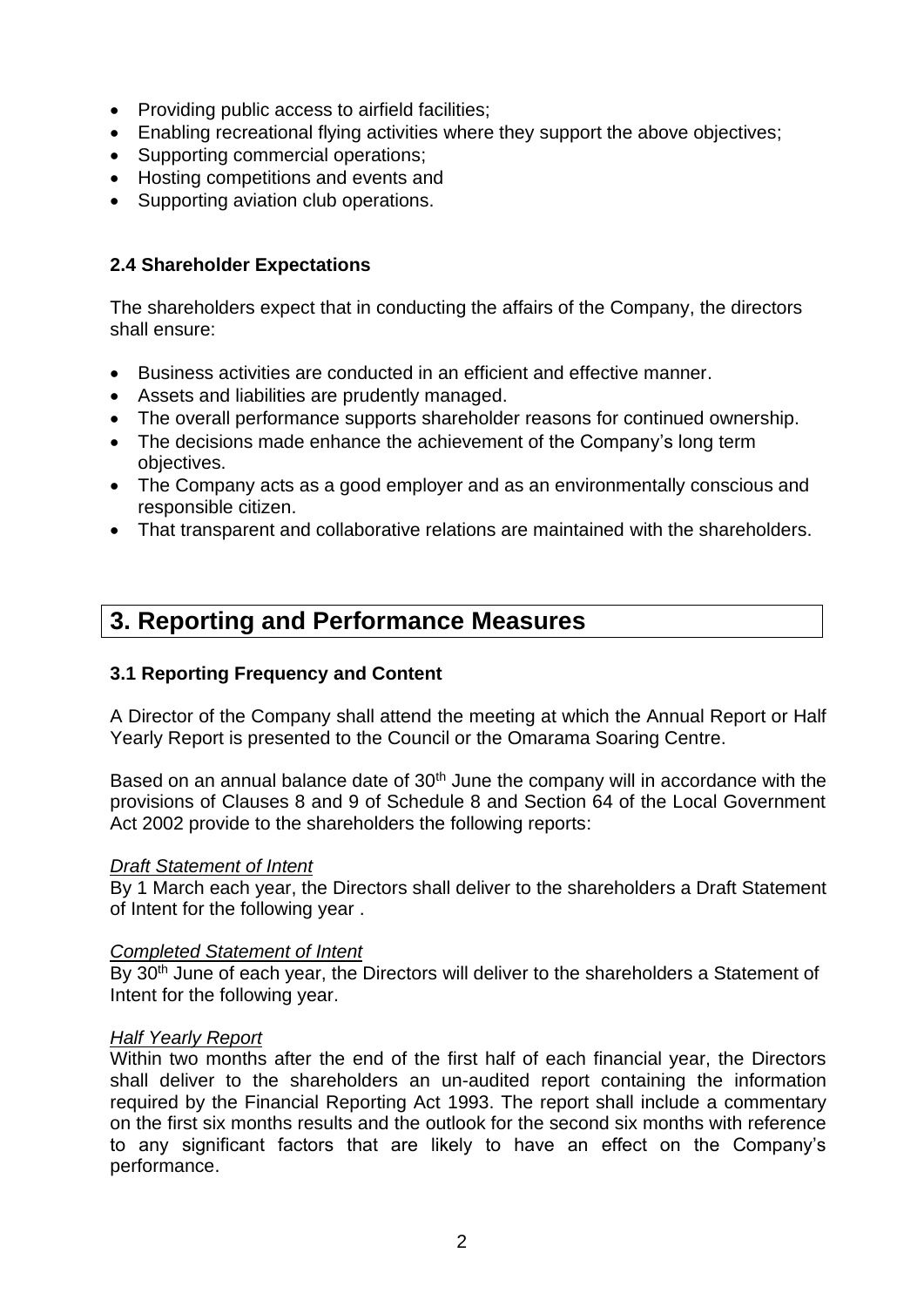- Providing public access to airfield facilities;
- Enabling recreational flying activities where they support the above objectives;
- Supporting commercial operations;
- Hosting competitions and events and
- Supporting aviation club operations.

### 2.4 Shareholder Expectations

The shareholders expect that in conducting the affairs of the Company, the directors shall ensure:

- Business activities are conducted in an efficient and effective manner.
- Assets and liabilities are prudently managed.
- The overall performance supports shareholder reasons for continued ownership.
- The decisions made enhance the achievement of the Company's long term objectives.
- The Company acts as a good employer and as an environmentally conscious and responsible citizen.
- That transparent and collaborative relations are maintained with the shareholders.

## 3. Reporting and Performance Measures

### 3.1 Reporting Frequency and Content

A Director of the Company shall attend the meeting at which the Annual Report or Half Yearly Report is presented to the Council or the Omarama Soaring Centre.

Based on an annual balance date of 30th June the company will in accordance with the provisions of Clauses 8 and 9 of Schedule 8 and Section 64 of the Local Government Act 2002 provide to the shareholders the following reports:

*Draft Statement of Intent*
By 1 March each year, the Directors shall deliver to the shareholders a Draft Statement of Intent for the following year .

*Completed Statement of Intent*
By 30th June of each year, the Directors will deliver to the shareholders a Statement of Intent for the following year.

*Half Yearly Report*
Within two months after the end of the first half of each financial year, the Directors shall deliver to the shareholders an un-audited report containing the information required by the Financial Reporting Act 1993. The report shall include a commentary on the first six months results and the outlook for the second six months with reference to any significant factors that are likely to have an effect on the Company's performance.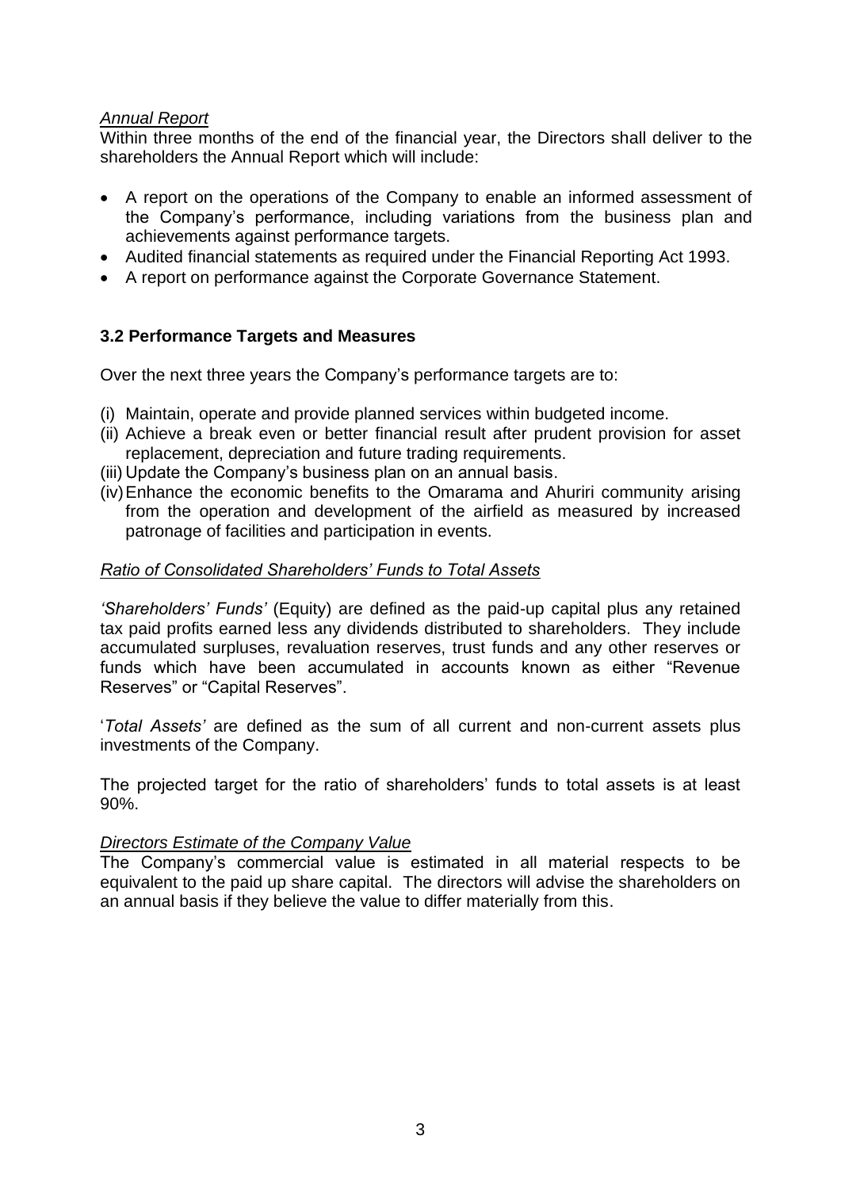*Annual Report*

Within three months of the end of the financial year, the Directors shall deliver to the shareholders the Annual Report which will include:

- A report on the operations of the Company to enable an informed assessment of the Company's performance, including variations from the business plan and achievements against performance targets.
- Audited financial statements as required under the Financial Reporting Act 1993.
- A report on performance against the Corporate Governance Statement.

### 3.2 Performance Targets and Measures

Over the next three years the Company's performance targets are to:

(i) Maintain, operate and provide planned services within budgeted income.
(ii) Achieve a break even or better financial result after prudent provision for asset replacement, depreciation and future trading requirements.
(iii) Update the Company's business plan on an annual basis.
(iv) Enhance the economic benefits to the Omarama and Ahuriri community arising from the operation and development of the airfield as measured by increased patronage of facilities and participation in events.

*Ratio of Consolidated Shareholders' Funds to Total Assets*

*'Shareholders' Funds'* (Equity) are defined as the paid-up capital plus any retained tax paid profits earned less any dividends distributed to shareholders. They include accumulated surpluses, revaluation reserves, trust funds and any other reserves or funds which have been accumulated in accounts known as either "Revenue Reserves" or "Capital Reserves".

'*Total Assets'* are defined as the sum of all current and non-current assets plus investments of the Company.

The projected target for the ratio of shareholders' funds to total assets is at least 90%.

*Directors Estimate of the Company Value*

The Company's commercial value is estimated in all material respects to be equivalent to the paid up share capital. The directors will advise the shareholders on an annual basis if they believe the value to differ materially from this.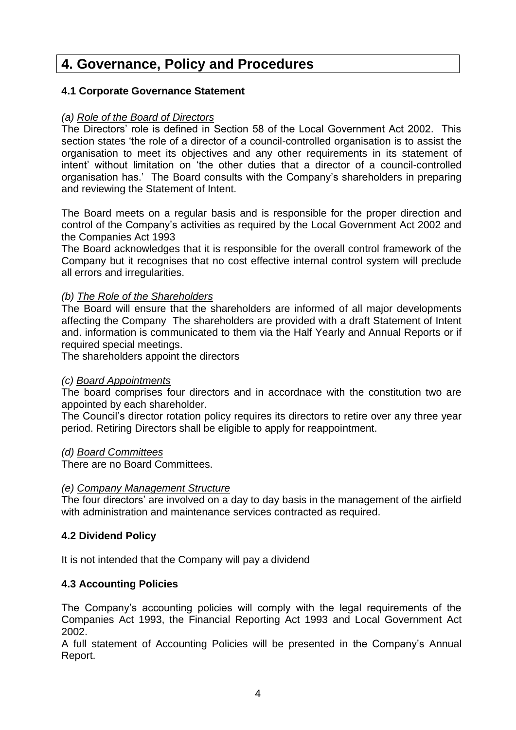# 4. Governance, Policy and Procedures

### 4.1 Corporate Governance Statement

*(a) Role of the Board of Directors*

The Directors' role is defined in Section 58 of the Local Government Act 2002. This section states 'the role of a director of a council-controlled organisation is to assist the organisation to meet its objectives and any other requirements in its statement of intent' without limitation on 'the other duties that a director of a council-controlled organisation has.' The Board consults with the Company's shareholders in preparing and reviewing the Statement of Intent.

The Board meets on a regular basis and is responsible for the proper direction and control of the Company's activities as required by the Local Government Act 2002 and the Companies Act 1993

The Board acknowledges that it is responsible for the overall control framework of the Company but it recognises that no cost effective internal control system will preclude all errors and irregularities.

*(b) The Role of the Shareholders*

The Board will ensure that the shareholders are informed of all major developments affecting the Company The shareholders are provided with a draft Statement of Intent and. information is communicated to them via the Half Yearly and Annual Reports or if required special meetings.

The shareholders appoint the directors

*(c) Board Appointments*

The board comprises four directors and in accordnace with the constitution two are appointed by each shareholder.

The Council's director rotation policy requires its directors to retire over any three year period. Retiring Directors shall be eligible to apply for reappointment.

*(d) Board Committees*

There are no Board Committees.

*(e) Company Management Structure*

The four directors' are involved on a day to day basis in the management of the airfield with administration and maintenance services contracted as required.

### 4.2 Dividend Policy

It is not intended that the Company will pay a dividend

### 4.3 Accounting Policies

The Company's accounting policies will comply with the legal requirements of the Companies Act 1993, the Financial Reporting Act 1993 and Local Government Act 2002.

A full statement of Accounting Policies will be presented in the Company's Annual Report.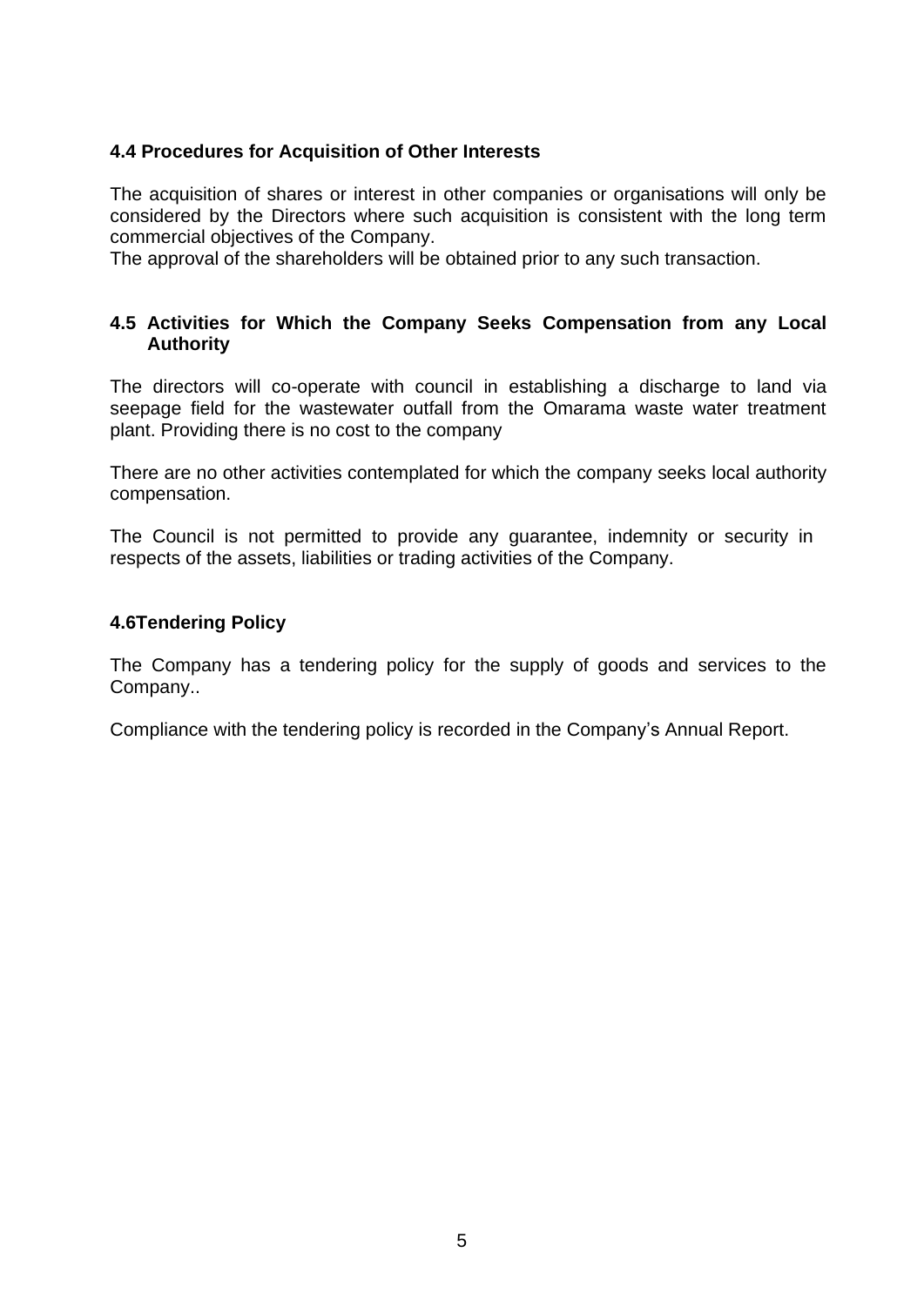### 4.4 Procedures for Acquisition of Other Interests

The acquisition of shares or interest in other companies or organisations will only be considered by the Directors where such acquisition is consistent with the long term commercial objectives of the Company.
The approval of the shareholders will be obtained prior to any such transaction.

### 4.5 Activities for Which the Company Seeks Compensation from any Local Authority

The directors will co-operate with council in establishing a discharge to land via seepage field for the wastewater outfall from the Omarama waste water treatment plant. Providing there is no cost to the company

There are no other activities contemplated for which the company seeks local authority compensation.

The Council is not permitted to provide any guarantee, indemnity or security in respects of the assets, liabilities or trading activities of the Company.

### 4.6Tendering Policy

The Company has a tendering policy for the supply of goods and services to the Company..

Compliance with the tendering policy is recorded in the Company's Annual Report.